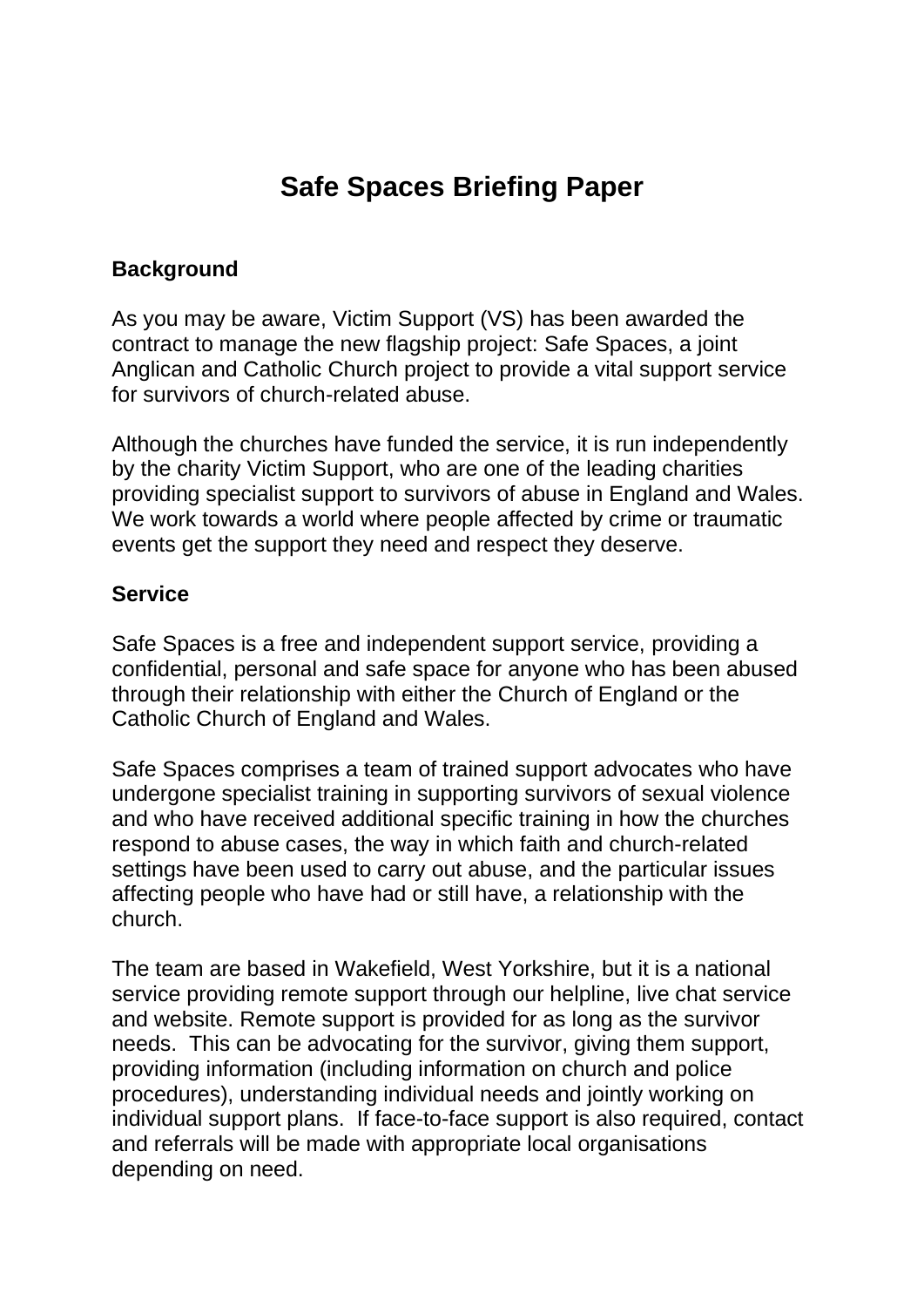# Safe Spaces Briefing Paper

**Background**

As you may be aware, Victim Support (VS) has been awarded the contract to manage the new flagship project: Safe Spaces, a joint Anglican and Catholic Church project to provide a vital support service for survivors of church-related abuse.

Although the churches have funded the service, it is run independently by the charity Victim Support, who are one of the leading charities providing specialist support to survivors of abuse in England and Wales. We work towards a world where people affected by crime or traumatic events get the support they need and respect they deserve.

**Service**

Safe Spaces is a free and independent support service, providing a confidential, personal and safe space for anyone who has been abused through their relationship with either the Church of England or the Catholic Church of England and Wales.

Safe Spaces comprises a team of trained support advocates who have undergone specialist training in supporting survivors of sexual violence and who have received additional specific training in how the churches respond to abuse cases, the way in which faith and church-related settings have been used to carry out abuse, and the particular issues affecting people who have had or still have, a relationship with the church.

The team are based in Wakefield, West Yorkshire, but it is a national service providing remote support through our helpline, live chat service and website. Remote support is provided for as long as the survivor needs. This can be advocating for the survivor, giving them support, providing information (including information on church and police procedures), understanding individual needs and jointly working on individual support plans. If face-to-face support is also required, contact and referrals will be made with appropriate local organisations depending on need.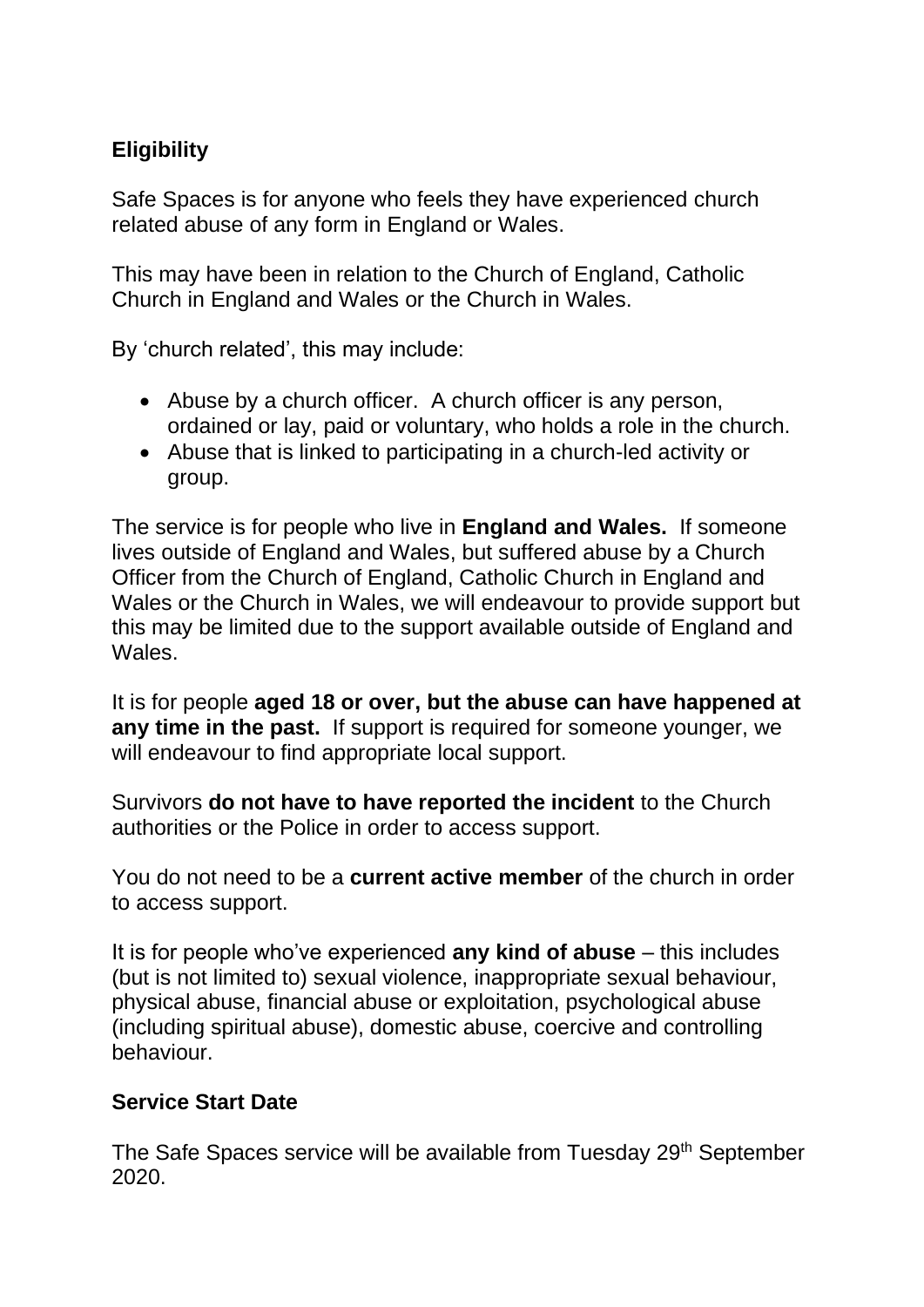**Eligibility**

Safe Spaces is for anyone who feels they have experienced church related abuse of any form in England or Wales.

This may have been in relation to the Church of England, Catholic Church in England and Wales or the Church in Wales.

By 'church related', this may include:

- Abuse by a church officer. A church officer is any person, ordained or lay, paid or voluntary, who holds a role in the church.
- Abuse that is linked to participating in a church-led activity or group.

The service is for people who live in **England and Wales.** If someone lives outside of England and Wales, but suffered abuse by a Church Officer from the Church of England, Catholic Church in England and Wales or the Church in Wales, we will endeavour to provide support but this may be limited due to the support available outside of England and Wales.

It is for people **aged 18 or over, but the abuse can have happened at any time in the past.** If support is required for someone younger, we will endeavour to find appropriate local support.

Survivors **do not have to have reported the incident** to the Church authorities or the Police in order to access support.

You do not need to be a **current active member** of the church in order to access support.

It is for people who've experienced **any kind of abuse** – this includes (but is not limited to) sexual violence, inappropriate sexual behaviour, physical abuse, financial abuse or exploitation, psychological abuse (including spiritual abuse), domestic abuse, coercive and controlling behaviour.

**Service Start Date**

The Safe Spaces service will be available from Tuesday 29th September 2020.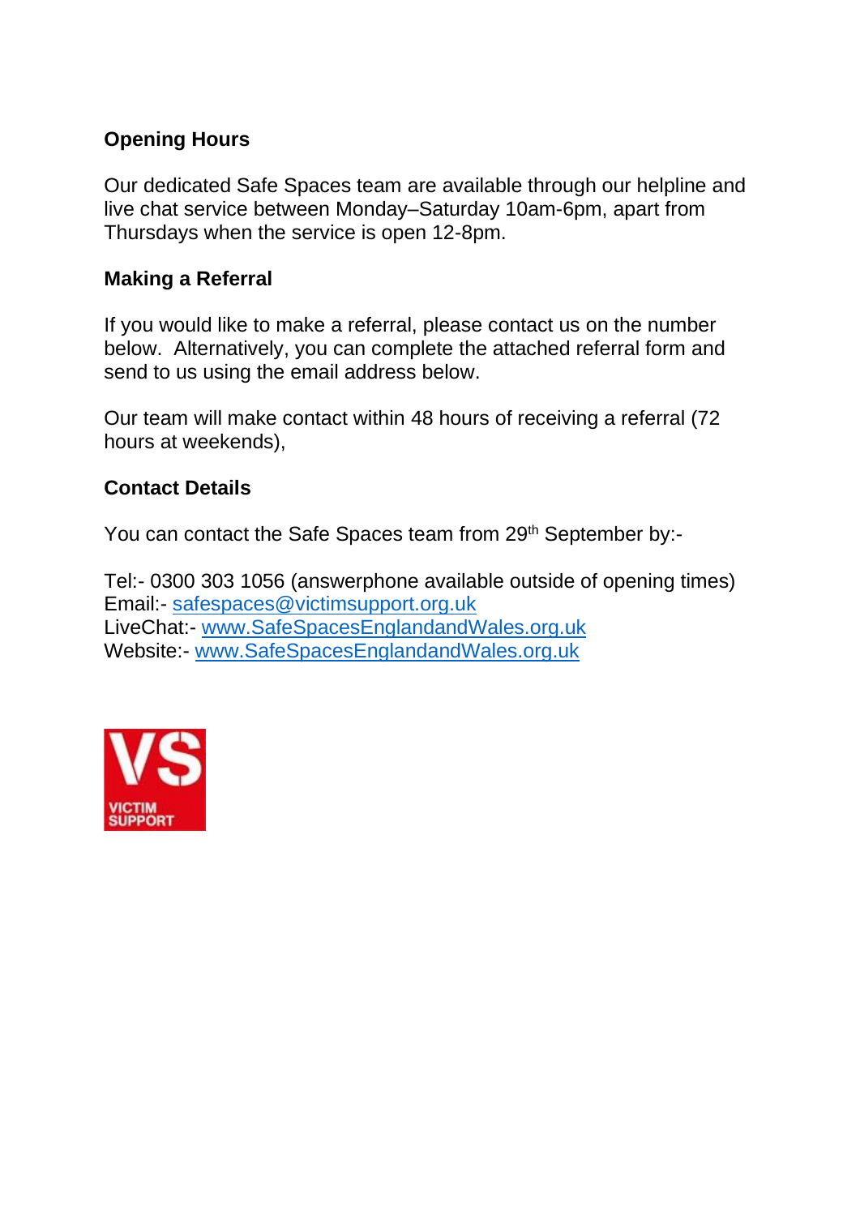**Opening Hours**

Our dedicated Safe Spaces team are available through our helpline and live chat service between Monday–Saturday 10am-6pm, apart from Thursdays when the service is open 12-8pm.

**Making a Referral**

If you would like to make a referral, please contact us on the number below. Alternatively, you can complete the attached referral form and send to us using the email address below.

Our team will make contact within 48 hours of receiving a referral (72 hours at weekends),

**Contact Details**

You can contact the Safe Spaces team from 29th September by:-

Tel:- 0300 303 1056 (answerphone available outside of opening times)
Email:- safespaces@victimsupport.org.uk
LiveChat:- www.SafeSpacesEnglandandWales.org.uk
Website:- www.SafeSpacesEnglandandWales.org.uk

VS
VICTIM SUPPORT